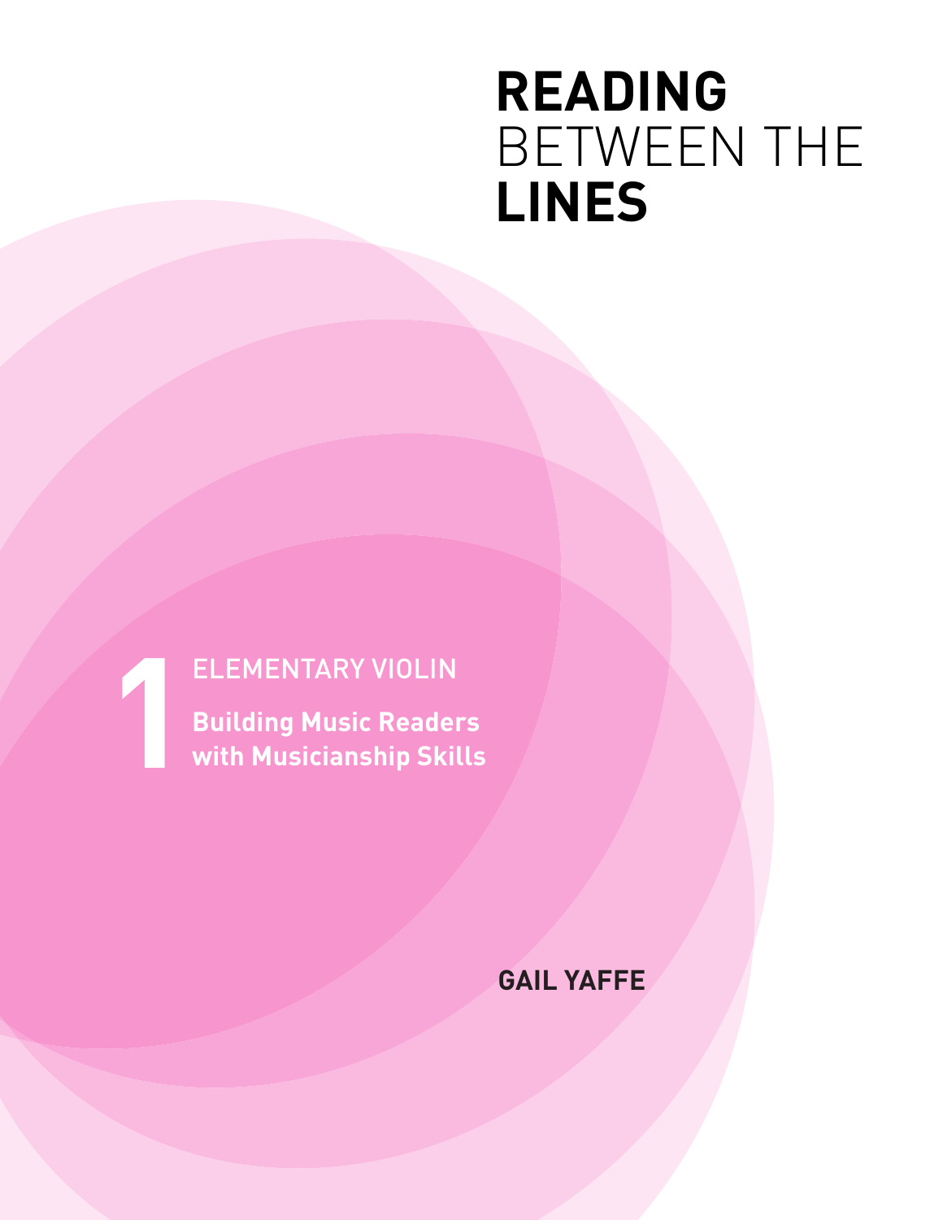# READING BETWEEN THE LINES

## 1 ELEMENTARY VIOLIN

**Building Music Readers with Musicianship Skills**

**GAIL YAFFE**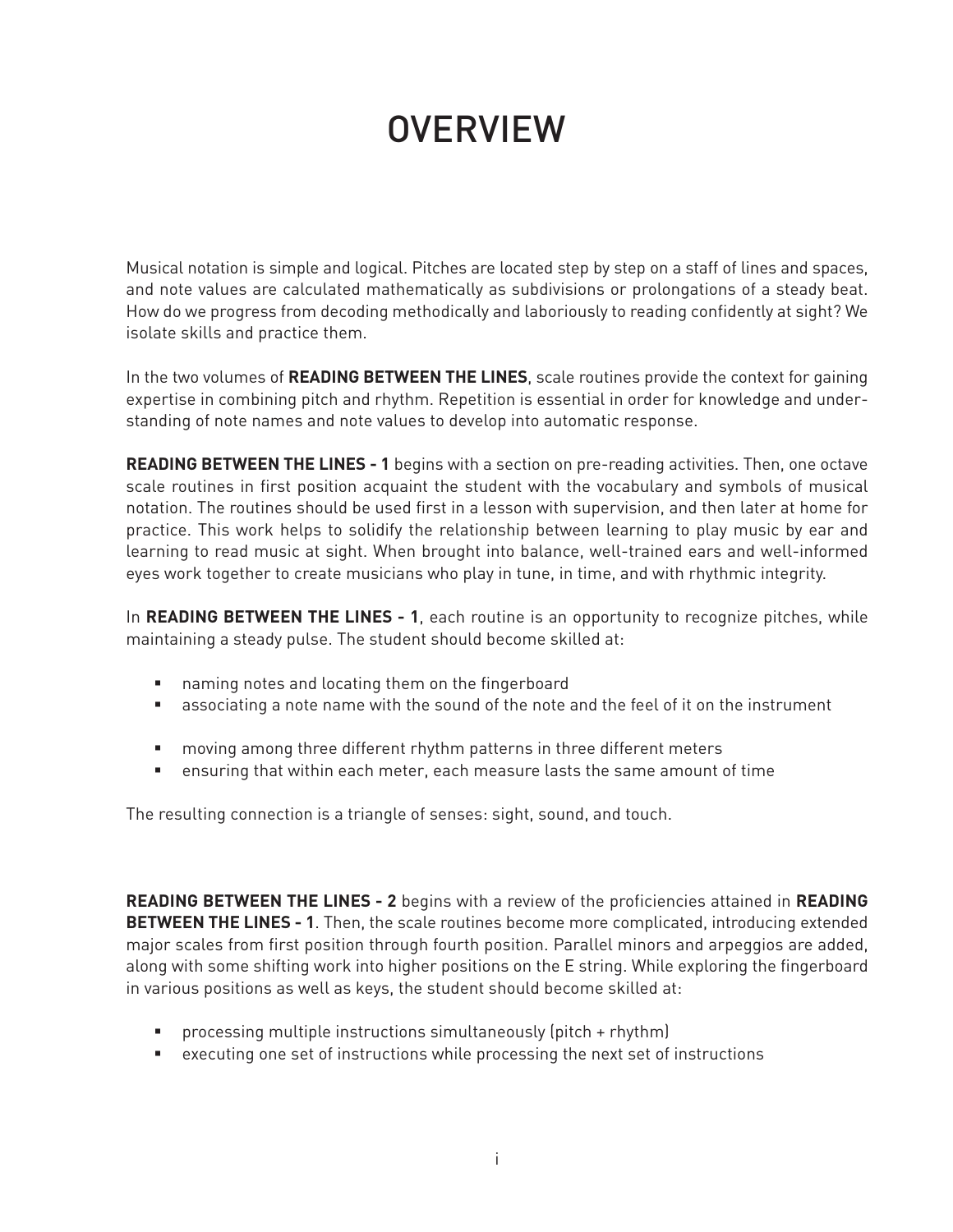# OVERVIEW

Musical notation is simple and logical. Pitches are located step by step on a staff of lines and spaces, and note values are calculated mathematically as subdivisions or prolongations of a steady beat. How do we progress from decoding methodically and laboriously to reading confidently at sight? We isolate skills and practice them.

In the two volumes of **READING BETWEEN THE LINES**, scale routines provide the context for gaining expertise in combining pitch and rhythm. Repetition is essential in order for knowledge and understanding of note names and note values to develop into automatic response.

**READING BETWEEN THE LINES - 1** begins with a section on pre-reading activities. Then, one octave scale routines in first position acquaint the student with the vocabulary and symbols of musical notation. The routines should be used first in a lesson with supervision, and then later at home for practice. This work helps to solidify the relationship between learning to play music by ear and learning to read music at sight. When brought into balance, well-trained ears and well-informed eyes work together to create musicians who play in tune, in time, and with rhythmic integrity.

In **READING BETWEEN THE LINES - 1**, each routine is an opportunity to recognize pitches, while maintaining a steady pulse. The student should become skilled at:

- naming notes and locating them on the fingerboard
- associating a note name with the sound of the note and the feel of it on the instrument
- moving among three different rhythm patterns in three different meters
- ensuring that within each meter, each measure lasts the same amount of time

The resulting connection is a triangle of senses: sight, sound, and touch.

**READING BETWEEN THE LINES - 2** begins with a review of the proficiencies attained in **READING BETWEEN THE LINES - 1**. Then, the scale routines become more complicated, introducing extended major scales from first position through fourth position. Parallel minors and arpeggios are added, along with some shifting work into higher positions on the E string. While exploring the fingerboard in various positions as well as keys, the student should become skilled at:

- processing multiple instructions simultaneously (pitch + rhythm)
- executing one set of instructions while processing the next set of instructions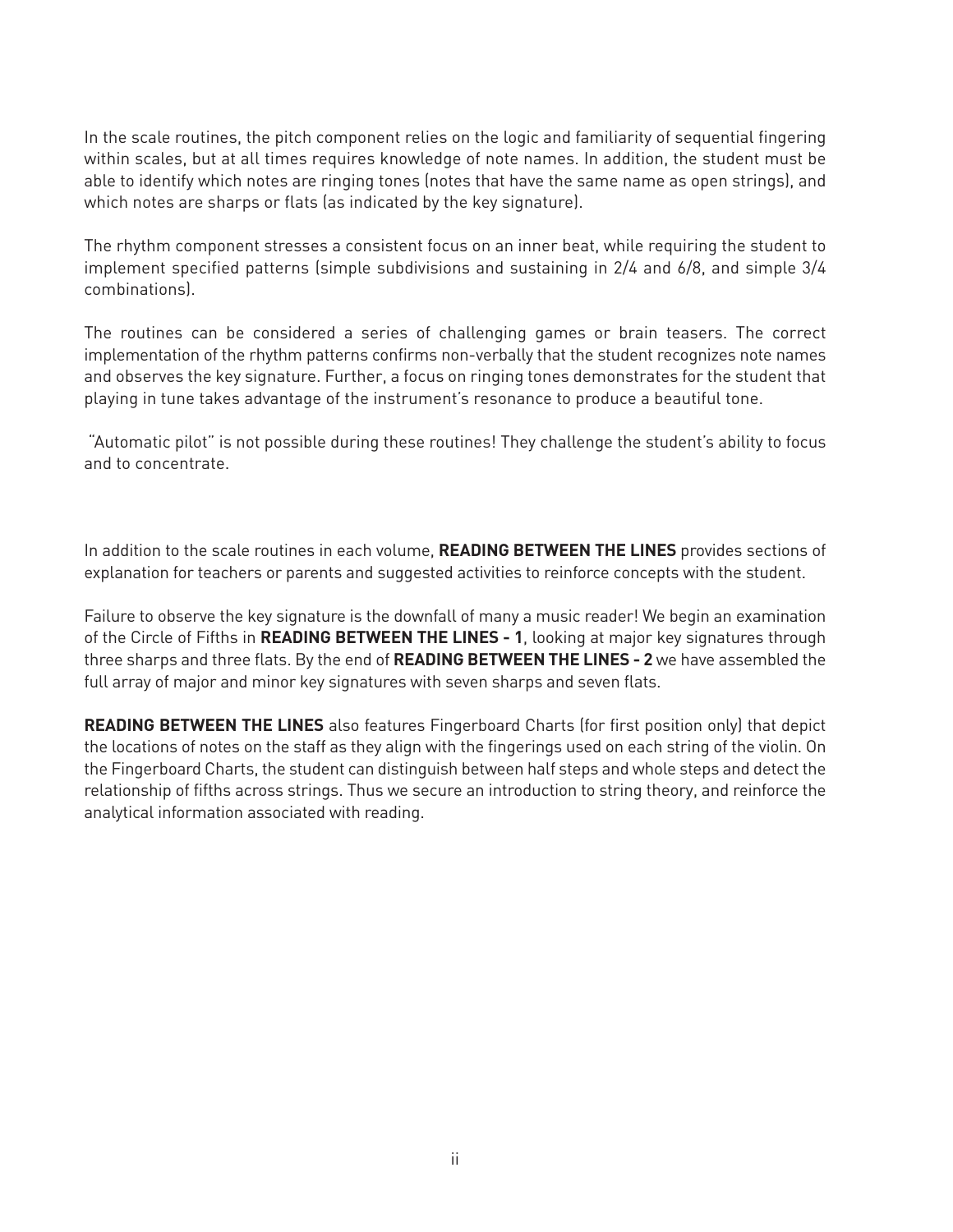In the scale routines, the pitch component relies on the logic and familiarity of sequential fingering within scales, but at all times requires knowledge of note names. In addition, the student must be able to identify which notes are ringing tones (notes that have the same name as open strings), and which notes are sharps or flats (as indicated by the key signature).

The rhythm component stresses a consistent focus on an inner beat, while requiring the student to implement specified patterns (simple subdivisions and sustaining in 2/4 and 6/8, and simple 3/4 combinations).

The routines can be considered a series of challenging games or brain teasers. The correct implementation of the rhythm patterns confirms non-verbally that the student recognizes note names and observes the key signature. Further, a focus on ringing tones demonstrates for the student that playing in tune takes advantage of the instrument's resonance to produce a beautiful tone.

"Automatic pilot" is not possible during these routines! They challenge the student's ability to focus and to concentrate.

In addition to the scale routines in each volume, **READING BETWEEN THE LINES** provides sections of explanation for teachers or parents and suggested activities to reinforce concepts with the student.

Failure to observe the key signature is the downfall of many a music reader! We begin an examination of the Circle of Fifths in **READING BETWEEN THE LINES - 1**, looking at major key signatures through three sharps and three flats. By the end of **READING BETWEEN THE LINES - 2** we have assembled the full array of major and minor key signatures with seven sharps and seven flats.

**READING BETWEEN THE LINES** also features Fingerboard Charts (for first position only) that depict the locations of notes on the staff as they align with the fingerings used on each string of the violin. On the Fingerboard Charts, the student can distinguish between half steps and whole steps and detect the relationship of fifths across strings. Thus we secure an introduction to string theory, and reinforce the analytical information associated with reading.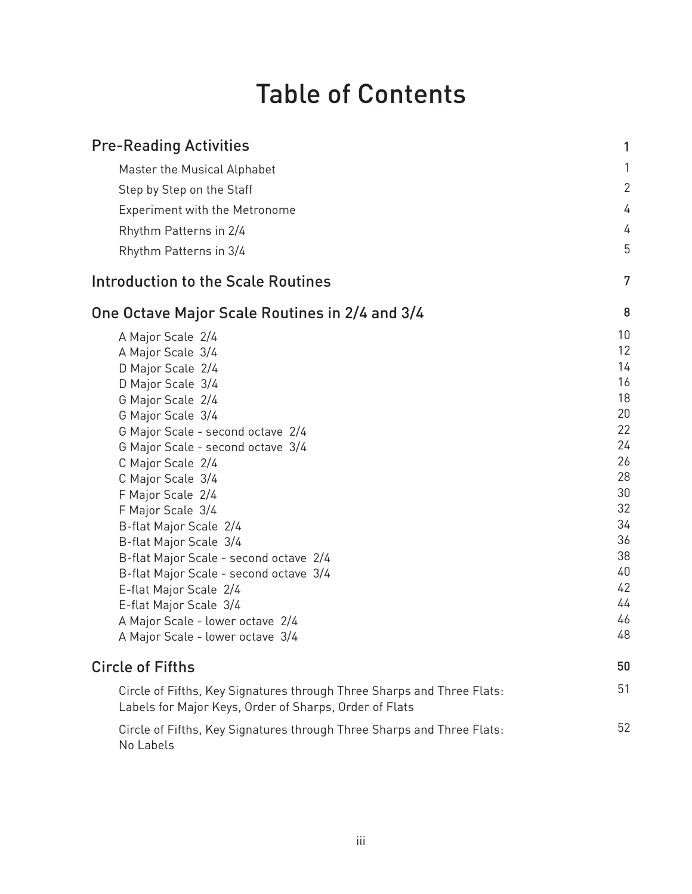# Table of Contents

| | |
|---|---|
| **Pre-Reading Activities** | **1** |
| Master the Musical Alphabet | 1 |
| Step by Step on the Staff | 2 |
| Experiment with the Metronome | 4 |
| Rhythm Patterns in 2/4 | 4 |
| Rhythm Patterns in 3/4 | 5 |
| **Introduction to the Scale Routines** | **7** |
| **One Octave Major Scale Routines in 2/4 and 3/4** | **8** |
| A Major Scale 2/4 | 10 |
| A Major Scale 3/4 | 12 |
| D Major Scale 2/4 | 14 |
| D Major Scale 3/4 | 16 |
| G Major Scale 2/4 | 18 |
| G Major Scale 3/4 | 20 |
| G Major Scale - second octave 2/4 | 22 |
| G Major Scale - second octave 3/4 | 24 |
| C Major Scale 2/4 | 26 |
| C Major Scale 3/4 | 28 |
| F Major Scale 2/4 | 30 |
| F Major Scale 3/4 | 32 |
| B-flat Major Scale 2/4 | 34 |
| B-flat Major Scale 3/4 | 36 |
| B-flat Major Scale - second octave 2/4 | 38 |
| B-flat Major Scale - second octave 3/4 | 40 |
| E-flat Major Scale 2/4 | 42 |
| E-flat Major Scale 3/4 | 44 |
| A Major Scale - lower octave 2/4 | 46 |
| A Major Scale - lower octave 3/4 | 48 |
| **Circle of Fifths** | **50** |
| Circle of Fifths, Key Signatures through Three Sharps and Three Flats: Labels for Major Keys, Order of Sharps, Order of Flats | 51 |
| Circle of Fifths, Key Signatures through Three Sharps and Three Flats: No Labels | 52 |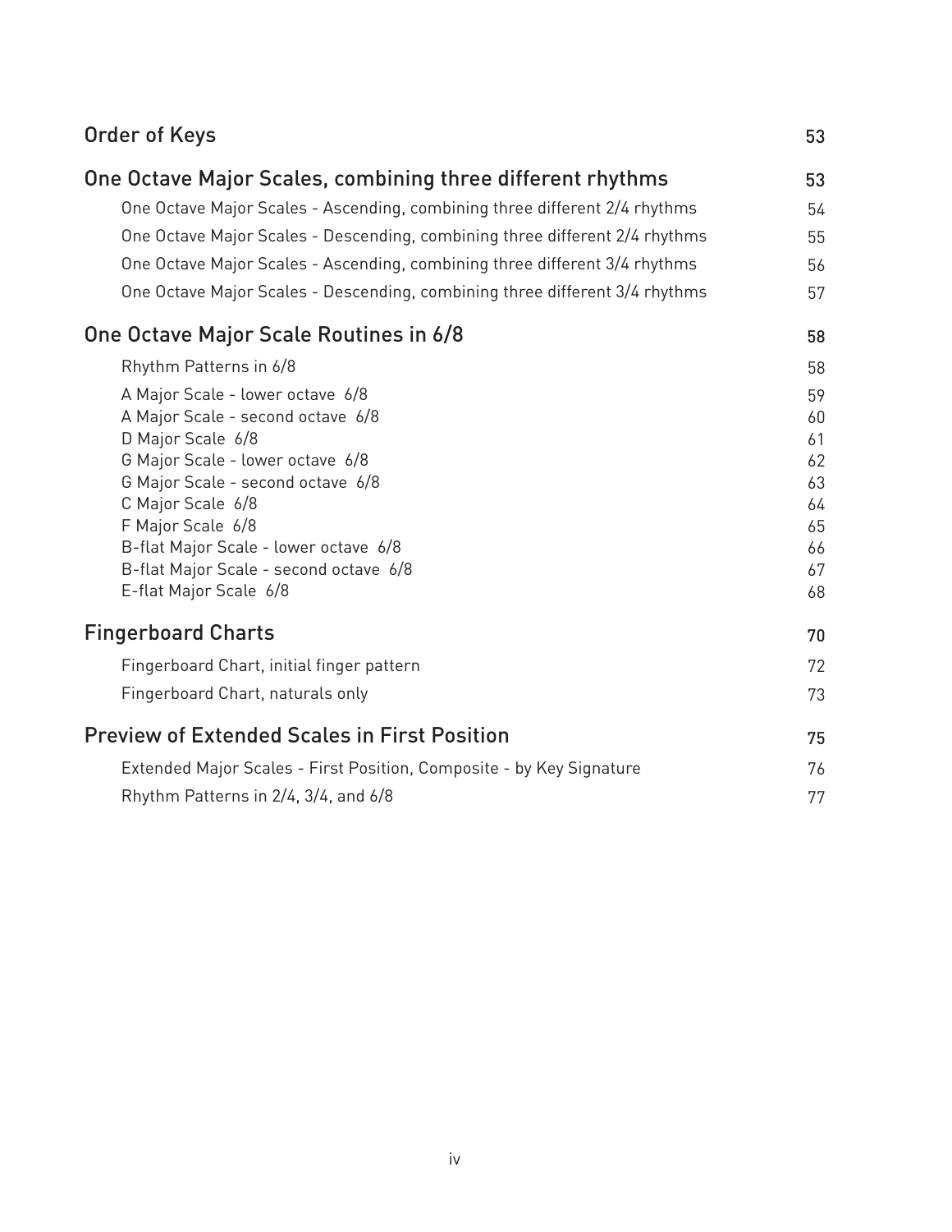| | |
|---|---|
| **Order of Keys** | **53** |
| **One Octave Major Scales, combining three different rhythms** | **53** |
| One Octave Major Scales - Ascending, combining three different 2/4 rhythms | 54 |
| One Octave Major Scales - Descending, combining three different 2/4 rhythms | 55 |
| One Octave Major Scales - Ascending, combining three different 3/4 rhythms | 56 |
| One Octave Major Scales - Descending, combining three different 3/4 rhythms | 57 |
| **One Octave Major Scale Routines in 6/8** | **58** |
| Rhythm Patterns in 6/8 | 58 |
| A Major Scale - lower octave 6/8 | 59 |
| A Major Scale - second octave 6/8 | 60 |
| D Major Scale 6/8 | 61 |
| G Major Scale - lower octave 6/8 | 62 |
| G Major Scale - second octave 6/8 | 63 |
| C Major Scale 6/8 | 64 |
| F Major Scale 6/8 | 65 |
| B-flat Major Scale - lower octave 6/8 | 66 |
| B-flat Major Scale - second octave 6/8 | 67 |
| E-flat Major Scale 6/8 | 68 |
| **Fingerboard Charts** | **70** |
| Fingerboard Chart, initial finger pattern | 72 |
| Fingerboard Chart, naturals only | 73 |
| **Preview of Extended Scales in First Position** | **75** |
| Extended Major Scales - First Position, Composite - by Key Signature | 76 |
| Rhythm Patterns in 2/4, 3/4, and 6/8 | 77 |